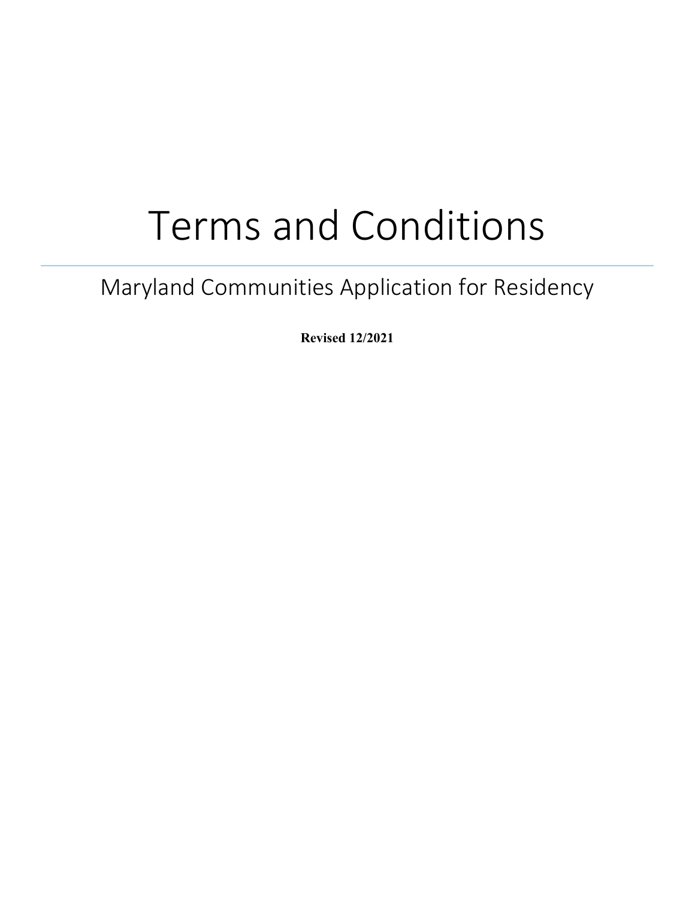# Terms and Conditions

---

## Maryland Communities Application for Residency

**Revised 12/2021**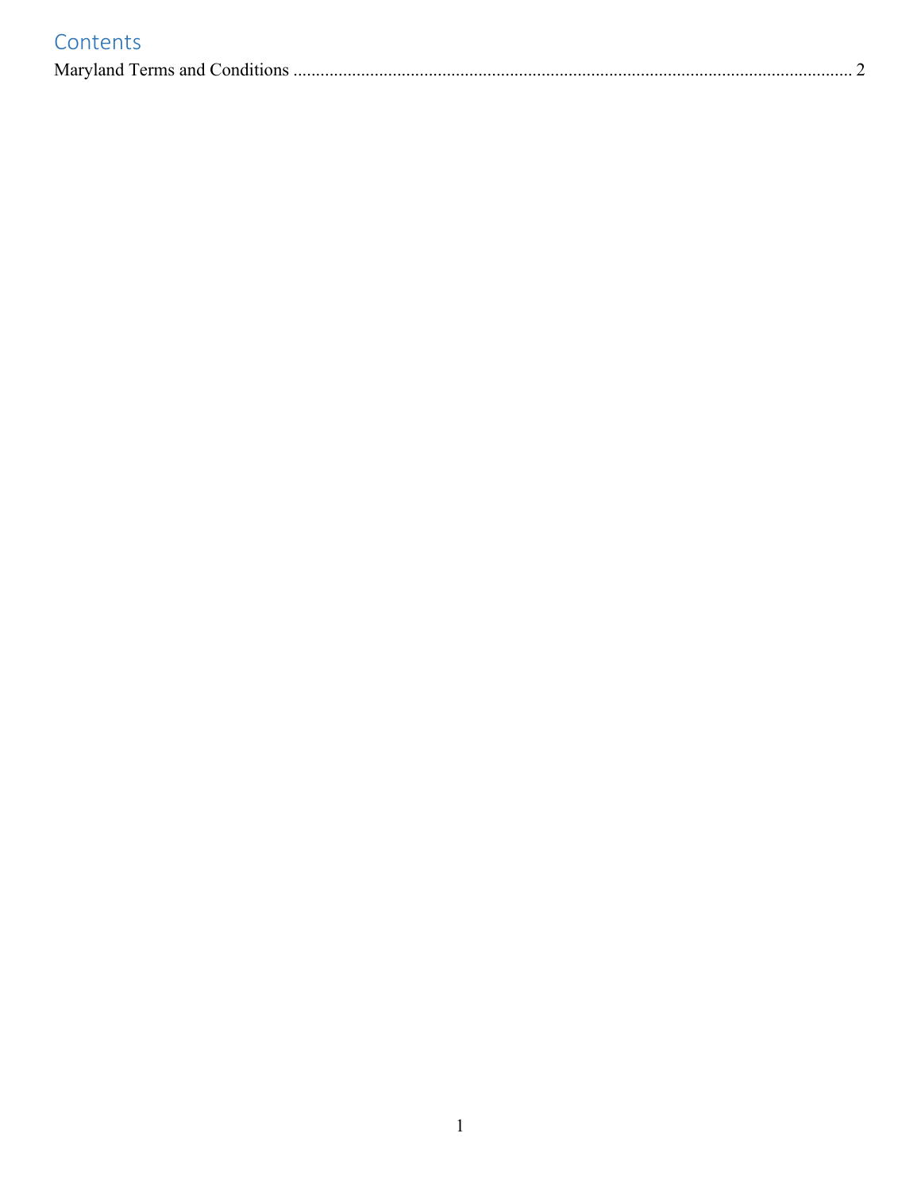# Contents

Maryland Terms and Conditions ........................................................................................................................ 2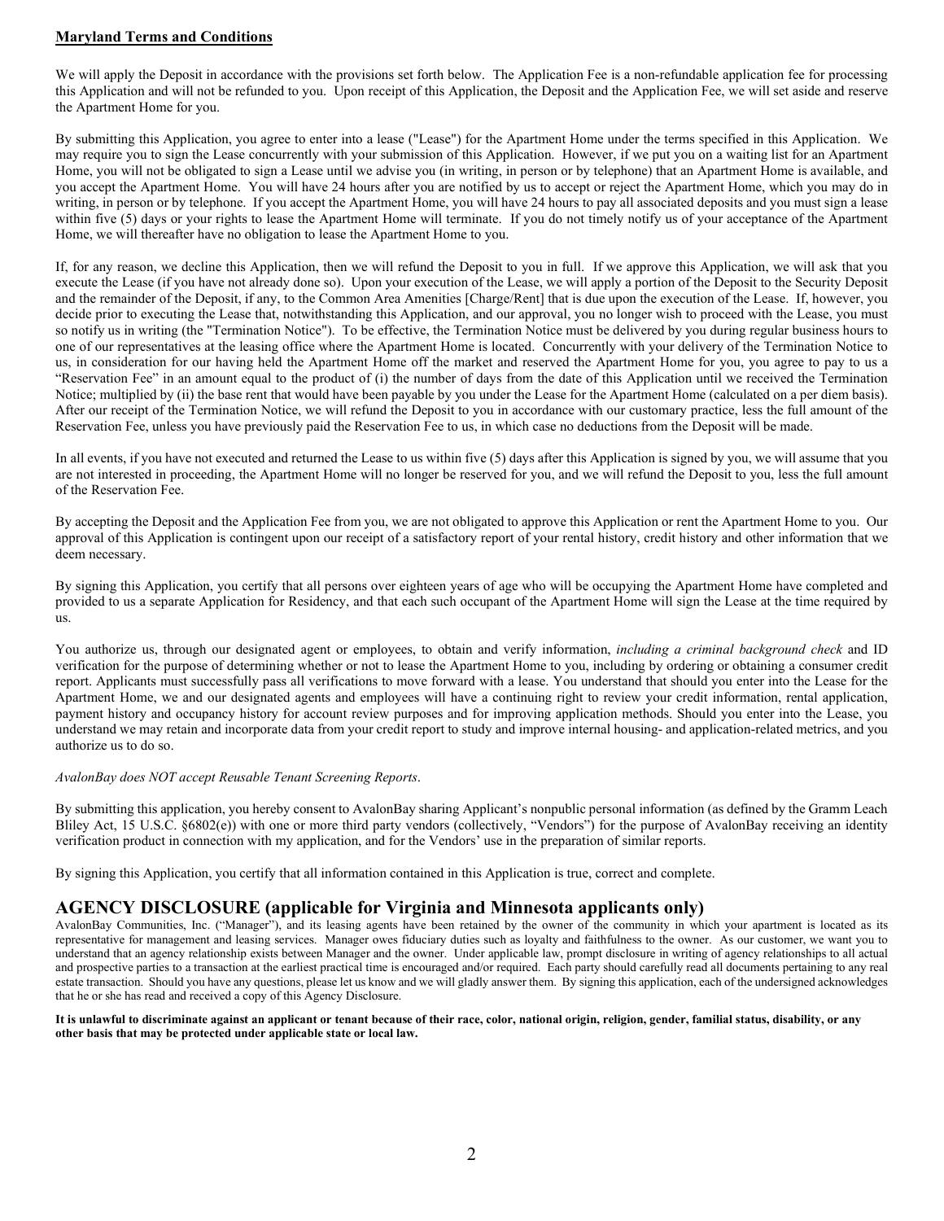**Maryland Terms and Conditions**

We will apply the Deposit in accordance with the provisions set forth below. The Application Fee is a non-refundable application fee for processing this Application and will not be refunded to you. Upon receipt of this Application, the Deposit and the Application Fee, we will set aside and reserve the Apartment Home for you.

By submitting this Application, you agree to enter into a lease ("Lease") for the Apartment Home under the terms specified in this Application. We may require you to sign the Lease concurrently with your submission of this Application. However, if we put you on a waiting list for an Apartment Home, you will not be obligated to sign a Lease until we advise you (in writing, in person or by telephone) that an Apartment Home is available, and you accept the Apartment Home. You will have 24 hours after you are notified by us to accept or reject the Apartment Home, which you may do in writing, in person or by telephone. If you accept the Apartment Home, you will have 24 hours to pay all associated deposits and you must sign a lease within five (5) days or your rights to lease the Apartment Home will terminate. If you do not timely notify us of your acceptance of the Apartment Home, we will thereafter have no obligation to lease the Apartment Home to you.

If, for any reason, we decline this Application, then we will refund the Deposit to you in full. If we approve this Application, we will ask that you execute the Lease (if you have not already done so). Upon your execution of the Lease, we will apply a portion of the Deposit to the Security Deposit and the remainder of the Deposit, if any, to the Common Area Amenities [Charge/Rent] that is due upon the execution of the Lease. If, however, you decide prior to executing the Lease that, notwithstanding this Application, and our approval, you no longer wish to proceed with the Lease, you must so notify us in writing (the "Termination Notice"). To be effective, the Termination Notice must be delivered by you during regular business hours to one of our representatives at the leasing office where the Apartment Home is located. Concurrently with your delivery of the Termination Notice to us, in consideration for our having held the Apartment Home off the market and reserved the Apartment Home for you, you agree to pay to us a "Reservation Fee" in an amount equal to the product of (i) the number of days from the date of this Application until we received the Termination Notice; multiplied by (ii) the base rent that would have been payable by you under the Lease for the Apartment Home (calculated on a per diem basis). After our receipt of the Termination Notice, we will refund the Deposit to you in accordance with our customary practice, less the full amount of the Reservation Fee, unless you have previously paid the Reservation Fee to us, in which case no deductions from the Deposit will be made.

In all events, if you have not executed and returned the Lease to us within five (5) days after this Application is signed by you, we will assume that you are not interested in proceeding, the Apartment Home will no longer be reserved for you, and we will refund the Deposit to you, less the full amount of the Reservation Fee.

By accepting the Deposit and the Application Fee from you, we are not obligated to approve this Application or rent the Apartment Home to you. Our approval of this Application is contingent upon our receipt of a satisfactory report of your rental history, credit history and other information that we deem necessary.

By signing this Application, you certify that all persons over eighteen years of age who will be occupying the Apartment Home have completed and provided to us a separate Application for Residency, and that each such occupant of the Apartment Home will sign the Lease at the time required by us.

You authorize us, through our designated agent or employees, to obtain and verify information, *including a criminal background check* and ID verification for the purpose of determining whether or not to lease the Apartment Home to you, including by ordering or obtaining a consumer credit report. Applicants must successfully pass all verifications to move forward with a lease. You understand that should you enter into the Lease for the Apartment Home, we and our designated agents and employees will have a continuing right to review your credit information, rental application, payment history and occupancy history for account review purposes and for improving application methods. Should you enter into the Lease, you understand we may retain and incorporate data from your credit report to study and improve internal housing- and application-related metrics, and you authorize us to do so.

*AvalonBay does NOT accept Reusable Tenant Screening Reports*.

By submitting this application, you hereby consent to AvalonBay sharing Applicant's nonpublic personal information (as defined by the Gramm Leach Bliley Act, 15 U.S.C. §6802(e)) with one or more third party vendors (collectively, "Vendors") for the purpose of AvalonBay receiving an identity verification product in connection with my application, and for the Vendors' use in the preparation of similar reports.

By signing this Application, you certify that all information contained in this Application is true, correct and complete.

## AGENCY DISCLOSURE (applicable for Virginia and Minnesota applicants only)

AvalonBay Communities, Inc. ("Manager"), and its leasing agents have been retained by the owner of the community in which your apartment is located as its representative for management and leasing services. Manager owes fiduciary duties such as loyalty and faithfulness to the owner. As our customer, we want you to understand that an agency relationship exists between Manager and the owner. Under applicable law, prompt disclosure in writing of agency relationships to all actual and prospective parties to a transaction at the earliest practical time is encouraged and/or required. Each party should carefully read all documents pertaining to any real estate transaction. Should you have any questions, please let us know and we will gladly answer them. By signing this application, each of the undersigned acknowledges that he or she has read and received a copy of this Agency Disclosure.

**It is unlawful to discriminate against an applicant or tenant because of their race, color, national origin, religion, gender, familial status, disability, or any other basis that may be protected under applicable state or local law.**